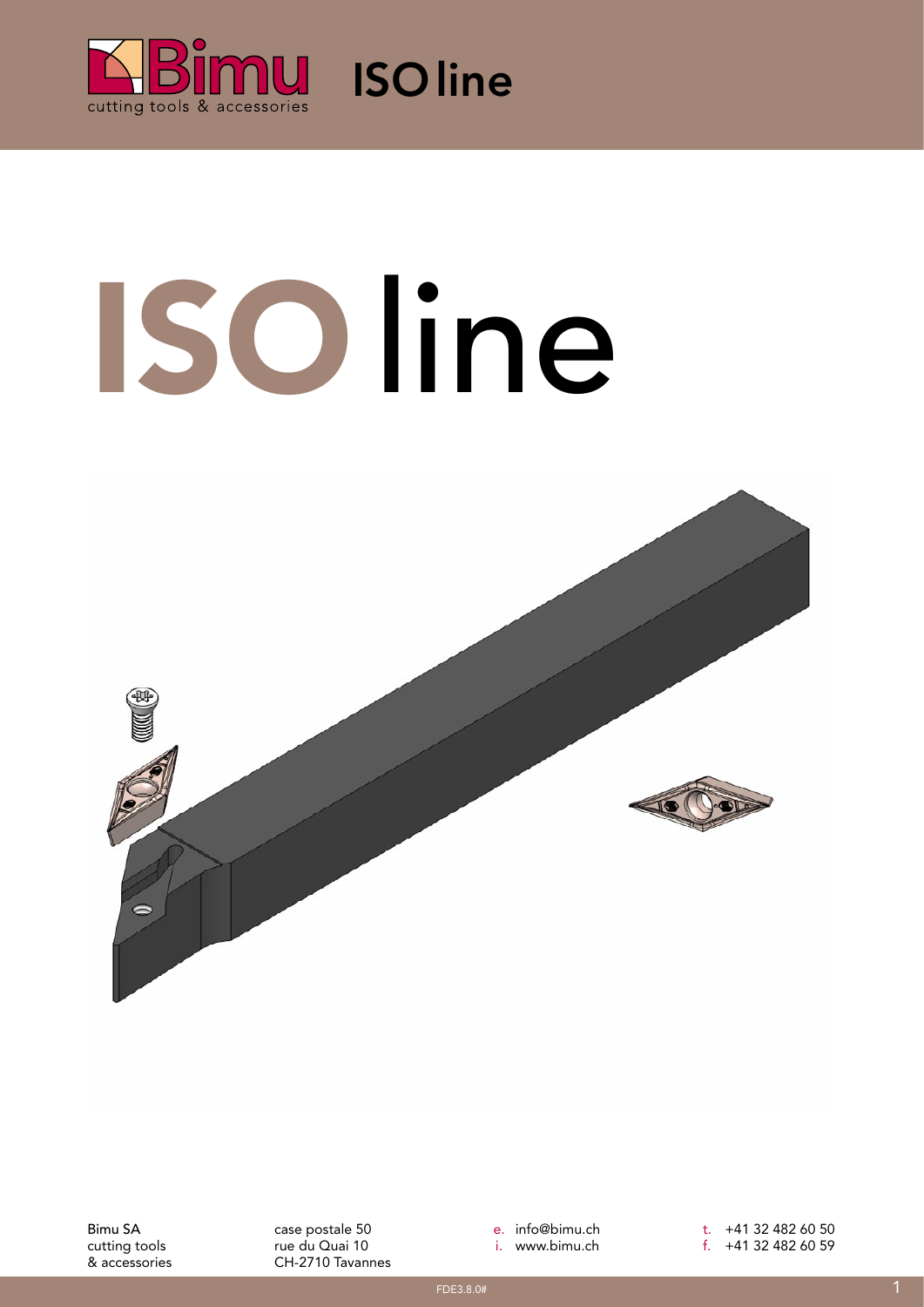# ISO line

Bimu SA
cutting tools
& accessories

case postale 50
rue du Quai 10
CH-2710 Tavannes

e. info@bimu.ch
i. www.bimu.ch

t. +41 32 482 60 50
f. +41 32 482 60 59

FDE3.8.0#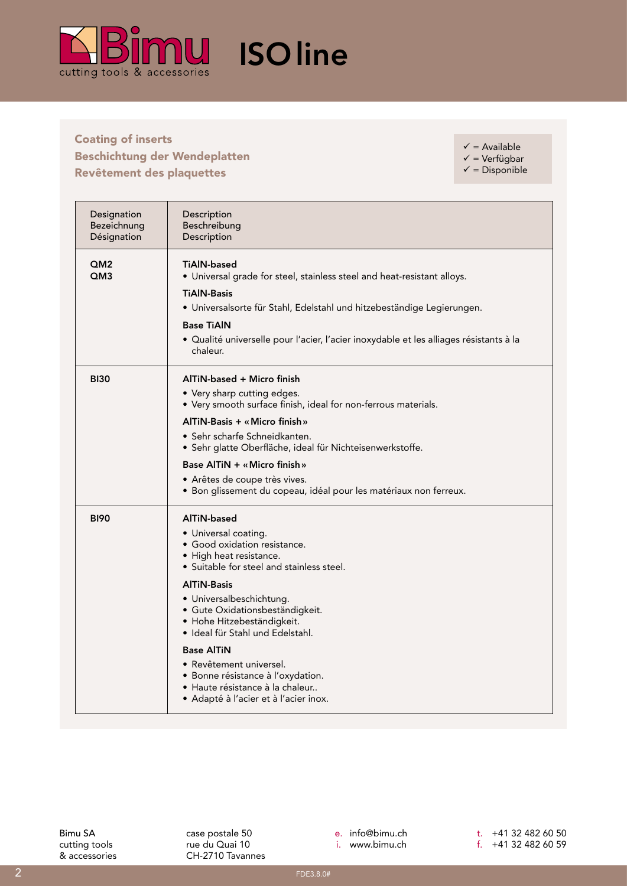## Coating of inserts
## Beschichtung der Wendeplatten
## Revêtement des plaquettes

✓ = Available
✓ = Verfügbar
✓ = Disponible

| Designation<br>Bezeichnung<br>Désignation | Description<br>Beschreibung<br>Description |
|---|---|
| **QM2**<br>**QM3** | **TiAlN-based**<br>• Universal grade for steel, stainless steel and heat-resistant alloys.<br>**TiAlN-Basis**<br>• Universalsorte für Stahl, Edelstahl und hitzebeständige Legierungen.<br>**Base TiAlN**<br>• Qualité universelle pour l'acier, l'acier inoxydable et les alliages résistants à la chaleur. |
| **BI30** | **AlTiN-based + Micro finish**<br>• Very sharp cutting edges.<br>• Very smooth surface finish, ideal for non-ferrous materials.<br>**AlTiN-Basis + «Micro finish»**<br>• Sehr scharfe Schneidkanten.<br>• Sehr glatte Oberfläche, ideal für Nichteisenwerkstoffe.<br>**Base AlTiN + «Micro finish»**<br>• Arêtes de coupe très vives.<br>• Bon glissement du copeau, idéal pour les matériaux non ferreux. |
| **BI90** | **AlTiN-based**<br>• Universal coating.<br>• Good oxidation resistance.<br>• High heat resistance.<br>• Suitable for steel and stainless steel.<br>**AlTiN-Basis**<br>• Universalbeschichtung.<br>• Gute Oxidationsbeständigkeit.<br>• Hohe Hitzebeständigkeit.<br>• Ideal für Stahl und Edelstahl.<br>**Base AlTiN**<br>• Revêtement universel.<br>• Bonne résistance à l'oxydation.<br>• Haute résistance à la chaleur..<br>• Adapté à l'acier et à l'acier inox. |

Bimu SA
cutting tools
& accessories

case postale 50
rue du Quai 10
CH-2710 Tavannes

e. info@bimu.ch
i. www.bimu.ch

t. +41 32 482 60 50
f. +41 32 482 60 59

FDE3.8.0#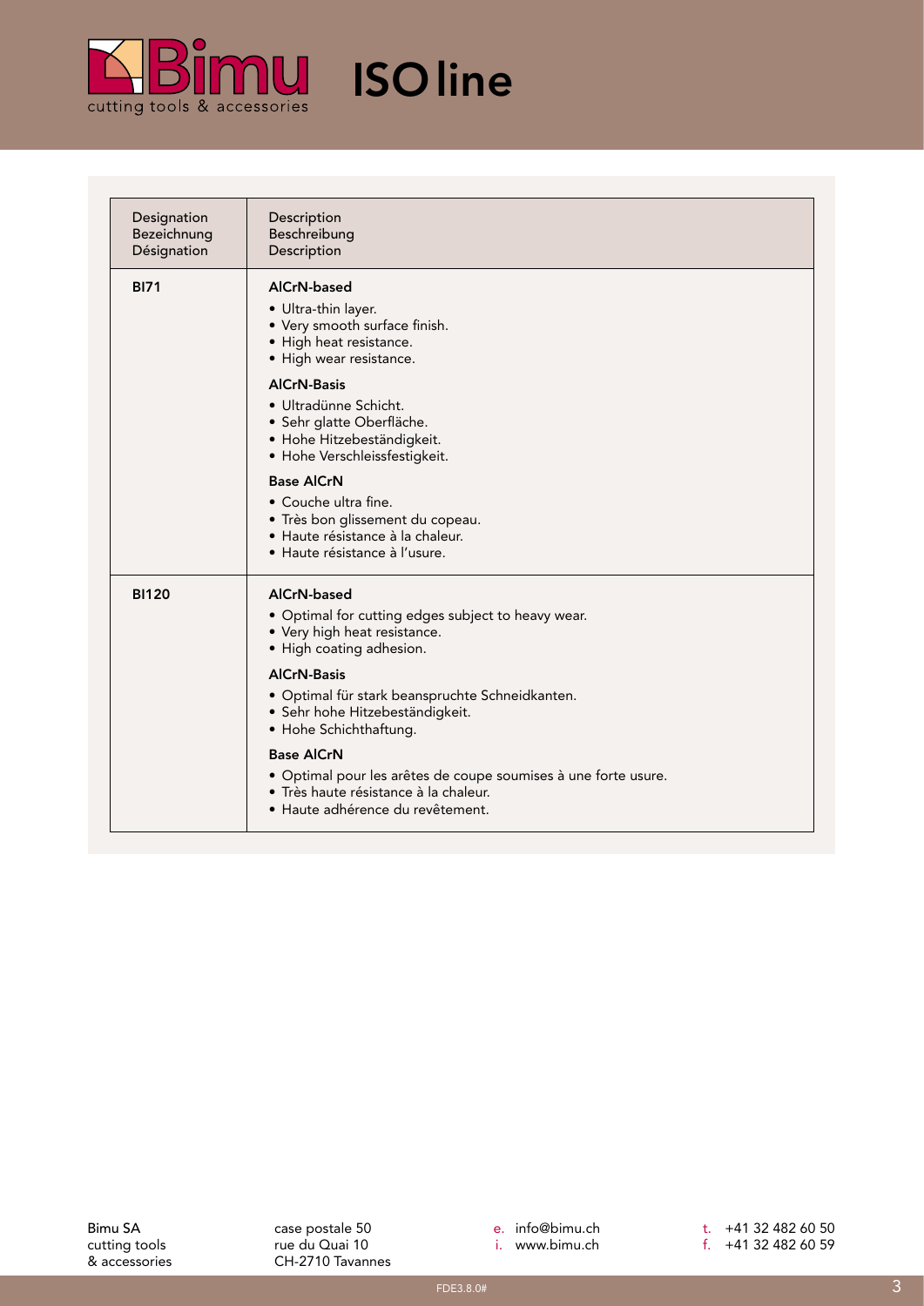# ISO line

| Designation<br>Bezeichnung<br>Désignation | Description<br>Beschreibung<br>Description |
|---|---|
| **BI71** | **AlCrN-based**<br>• Ultra-thin layer.<br>• Very smooth surface finish.<br>• High heat resistance.<br>• High wear resistance.<br>**AlCrN-Basis**<br>• Ultradünne Schicht.<br>• Sehr glatte Oberfläche.<br>• Hohe Hitzebeständigkeit.<br>• Hohe Verschleissfestigkeit.<br>**Base AlCrN**<br>• Couche ultra fine.<br>• Très bon glissement du copeau.<br>• Haute résistance à la chaleur.<br>• Haute résistance à l'usure. |
| **BI120** | **AlCrN-based**<br>• Optimal for cutting edges subject to heavy wear.<br>• Very high heat resistance.<br>• High coating adhesion.<br>**AlCrN-Basis**<br>• Optimal für stark beanspruchte Schneidkanten.<br>• Sehr hohe Hitzebeständigkeit.<br>• Hohe Schichthaftung.<br>**Base AlCrN**<br>• Optimal pour les arêtes de coupe soumises à une forte usure.<br>• Très haute résistance à la chaleur.<br>• Haute adhérence du revêtement. |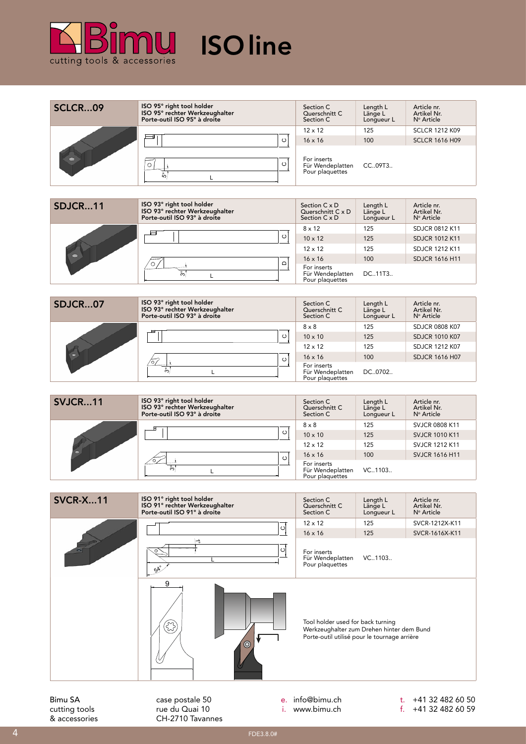# Bimu ISO line

cutting tools & accessories

## SCLCR...09

ISO 95° right tool holder
ISO 95° rechter Werkzeughalter
Porte-outil ISO 95° à droite

| Section C / Querschnitt C / Section C | Length L / Länge L / Longueur L | Article nr. / Artikel Nr. / N° Article |
|---|---|---|
| 12 x 12 | 125 | SCLCR 1212 K09 |
| 16 x 16 | 100 | SCLCR 1616 H09 |
| For inserts / Für Wendeplatten / Pour plaquettes | CC..09T3.. | |

## SDJCR...11

ISO 93° right tool holder
ISO 93° rechter Werkzeughalter
Porte-outil ISO 93° à droite

| Section C x D / Querschnitt C x D / Section C x D | Length L / Länge L / Longueur L | Article nr. / Artikel Nr. / N° Article |
|---|---|---|
| 8 x 12 | 125 | SDJCR 0812 K11 |
| 10 x 12 | 125 | SDJCR 1012 K11 |
| 12 x 12 | 125 | SDJCR 1212 K11 |
| 16 x 16 | 100 | SDJCR 1616 H11 |
| For inserts / Für Wendeplatten / Pour plaquettes | DC..11T3.. | |

## SDJCR...07

ISO 93° right tool holder
ISO 93° rechter Werkzeughalter
Porte-outil ISO 93° à droite

| Section C / Querschnitt C / Section C | Length L / Länge L / Longueur L | Article nr. / Artikel Nr. / N° Article |
|---|---|---|
| 8 x 8 | 125 | SDJCR 0808 K07 |
| 10 x 10 | 125 | SDJCR 1010 K07 |
| 12 x 12 | 125 | SDJCR 1212 K07 |
| 16 x 16 | 100 | SDJCR 1616 H07 |
| For inserts / Für Wendeplatten / Pour plaquettes | DC..0702.. | |

## SVJCR...11

ISO 93° right tool holder
ISO 93° rechter Werkzeughalter
Porte-outil ISO 93° à droite

| Section C / Querschnitt C / Section C | Length L / Länge L / Longueur L | Article nr. / Artikel Nr. / N° Article |
|---|---|---|
| 8 x 8 | 125 | SVJCR 0808 K11 |
| 10 x 10 | 125 | SVJCR 1010 K11 |
| 12 x 12 | 125 | SVJCR 1212 K11 |
| 16 x 16 | 100 | SVJCR 1616 H11 |
| For inserts / Für Wendeplatten / Pour plaquettes | VC..1103.. | |

## SVCR-X...11

ISO 91° right tool holder
ISO 91° rechter Werkzeughalter
Porte-outil ISO 91° à droite

| Section C / Querschnitt C / Section C | Length L / Länge L / Longueur L | Article nr. / Artikel Nr. / N° Article |
|---|---|---|
| 12 x 12 | 125 | SVCR-1212X-K11 |
| 16 x 16 | 125 | SVCR-1616X-K11 |
| For inserts / Für Wendeplatten / Pour plaquettes | VC..1103.. | |

Tool holder used for back turning
Werkzeughalter zum Drehen hinter dem Bund
Porte-outil utilisé pour le tournage arrière

Bimu SA
cutting tools
& accessories

case postale 50
rue du Quai 10
CH-2710 Tavannes

e. info@bimu.ch
i. www.bimu.ch

t. +41 32 482 60 50
f. +41 32 482 60 59

FDE3.8.0#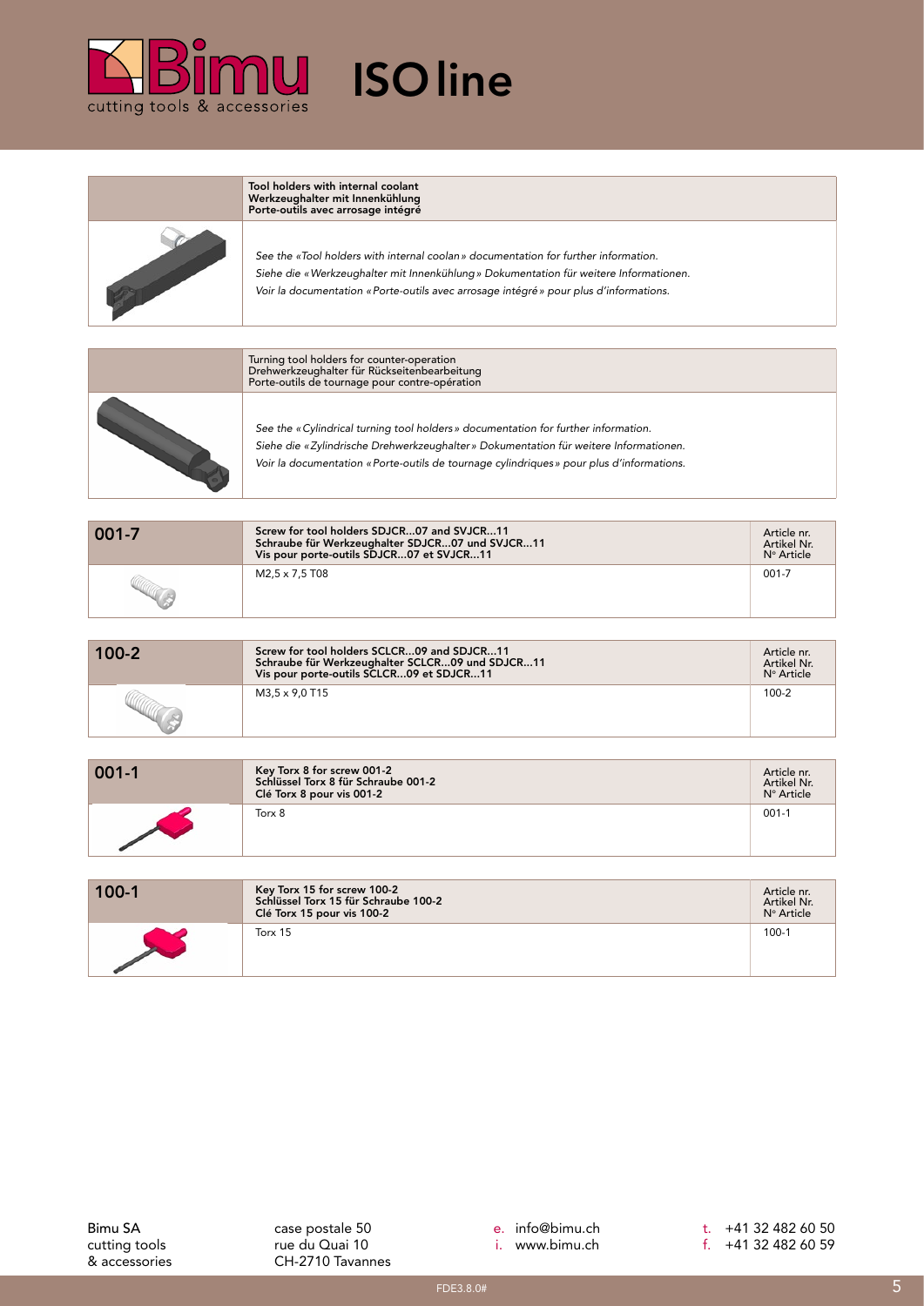# Bimu ISO line

cutting tools & accessories

**Tool holders with internal coolant**
**Werkzeughalter mit Innenkühlung**
**Porte-outils avec arrosage intégré**

*See the «Tool holders with internal coolan» documentation for further information.*
*Siehe die «Werkzeughalter mit Innenkühlung» Dokumentation für weitere Informationen.*
*Voir la documentation «Porte-outils avec arrosage intégré» pour plus d'informations.*

Turning tool holders for counter-operation
Drehwerkzeughalter für Rückseitenbearbeitung
Porte-outils de tournage pour contre-opération

*See the «Cylindrical turning tool holders» documentation for further information.*
*Siehe die «Zylindrische Drehwerkzeughalter» Dokumentation für weitere Informationen.*
*Voir la documentation «Porte-outils de tournage cylindriques» pour plus d'informations.*

## 001-7

| Screw for tool holders SDJCR...07 and SVJCR...11<br>Schraube für Werkzeughalter SDJCR...07 und SVJCR...11<br>Vis pour porte-outils SDJCR...07 et SVJCR...11 | Article nr.<br>Artikel Nr.<br>N° Article |
|---|---|
| M2,5 x 7,5 T08 | 001-7 |

## 100-2

| Screw for tool holders SCLCR...09 and SDJCR...11<br>Schraube für Werkzeughalter SCLCR...09 und SDJCR...11<br>Vis pour porte-outils SCLCR...09 et SDJCR...11 | Article nr.<br>Artikel Nr.<br>N° Article |
|---|---|
| M3,5 x 9,0 T15 | 100-2 |

## 001-1

| Key Torx 8 for screw 001-2<br>Schlüssel Torx 8 für Schraube 001-2<br>Clé Torx 8 pour vis 001-2 | Article nr.<br>Artikel Nr.<br>N° Article |
|---|---|
| Torx 8 | 001-1 |

## 100-1

| Key Torx 15 for screw 100-2<br>Schlüssel Torx 15 für Schraube 100-2<br>Clé Torx 15 pour vis 100-2 | Article nr.<br>Artikel Nr.<br>N° Article |
|---|---|
| Torx 15 | 100-1 |

Bimu SA
cutting tools
& accessories

case postale 50
rue du Quai 10
CH-2710 Tavannes

e. info@bimu.ch
i. www.bimu.ch

t. +41 32 482 60 50
f. +41 32 482 60 59

FDE3.8.0#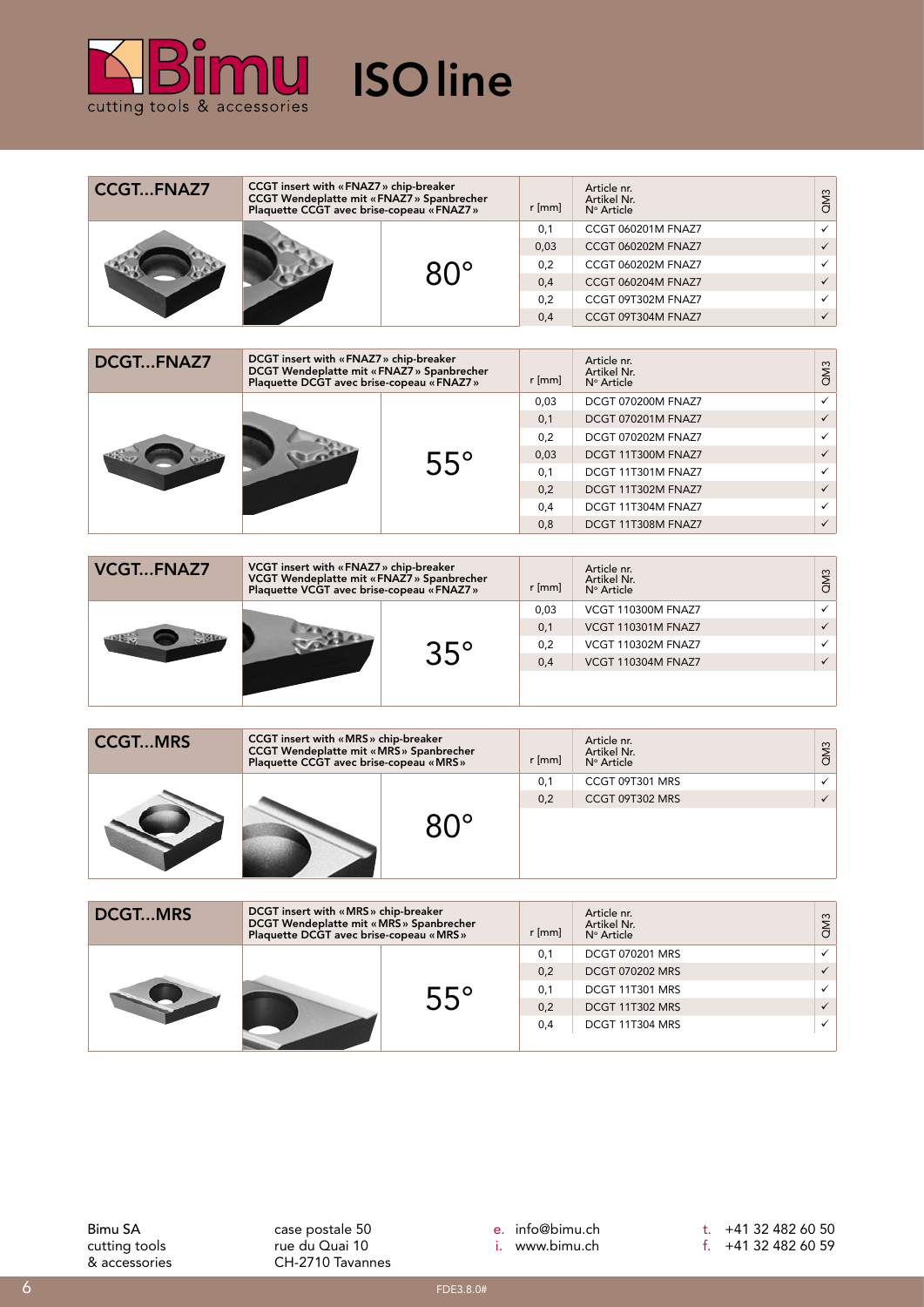# Bimu

cutting tools & accessories

# ISO line

## CCGT...FNAZ7

CCGT insert with «FNAZ7» chip-breaker
CCGT Wendeplatte mit «FNAZ7» Spanbrecher
Plaquette CCGT avec brise-copeau «FNAZ7»

80°

| r [mm] | Article nr. / Artikel Nr. / N° Article | QM3 |
|---|---|---|
| 0,1 | CCGT 060201M FNAZ7 | ✓ |
| 0,03 | CCGT 060202M FNAZ7 | ✓ |
| 0,2 | CCGT 060202M FNAZ7 | ✓ |
| 0,4 | CCGT 060204M FNAZ7 | ✓ |
| 0,2 | CCGT 09T302M FNAZ7 | ✓ |
| 0,4 | CCGT 09T304M FNAZ7 | ✓ |

## DCGT...FNAZ7

DCGT insert with «FNAZ7» chip-breaker
DCGT Wendeplatte mit «FNAZ7» Spanbrecher
Plaquette DCGT avec brise-copeau «FNAZ7»

55°

| r [mm] | Article nr. / Artikel Nr. / N° Article | QM3 |
|---|---|---|
| 0,03 | DCGT 070200M FNAZ7 | ✓ |
| 0,1 | DCGT 070201M FNAZ7 | ✓ |
| 0,2 | DCGT 070202M FNAZ7 | ✓ |
| 0,03 | DCGT 11T300M FNAZ7 | ✓ |
| 0,1 | DCGT 11T301M FNAZ7 | ✓ |
| 0,2 | DCGT 11T302M FNAZ7 | ✓ |
| 0,4 | DCGT 11T304M FNAZ7 | ✓ |
| 0,8 | DCGT 11T308M FNAZ7 | ✓ |

## VCGT...FNAZ7

VCGT insert with «FNAZ7» chip-breaker
VCGT Wendeplatte mit «FNAZ7» Spanbrecher
Plaquette VCGT avec brise-copeau «FNAZ7»

35°

| r [mm] | Article nr. / Artikel Nr. / N° Article | QM3 |
|---|---|---|
| 0,03 | VCGT 110300M FNAZ7 | ✓ |
| 0,1 | VCGT 110301M FNAZ7 | ✓ |
| 0,2 | VCGT 110302M FNAZ7 | ✓ |
| 0,4 | VCGT 110304M FNAZ7 | ✓ |

## CCGT...MRS

CCGT insert with «MRS» chip-breaker
CCGT Wendeplatte mit «MRS» Spanbrecher
Plaquette CCGT avec brise-copeau «MRS»

80°

| r [mm] | Article nr. / Artikel Nr. / N° Article | QM3 |
|---|---|---|
| 0,1 | CCGT 09T301 MRS | ✓ |
| 0,2 | CCGT 09T302 MRS | ✓ |

## DCGT...MRS

DCGT insert with «MRS» chip-breaker
DCGT Wendeplatte mit «MRS» Spanbrecher
Plaquette DCGT avec brise-copeau «MRS»

55°

| r [mm] | Article nr. / Artikel Nr. / N° Article | QM3 |
|---|---|---|
| 0,1 | DCGT 070201 MRS | ✓ |
| 0,2 | DCGT 070202 MRS | ✓ |
| 0,1 | DCGT 11T301 MRS | ✓ |
| 0,2 | DCGT 11T302 MRS | ✓ |
| 0,4 | DCGT 11T304 MRS | ✓ |

Bimu SA
cutting tools
& accessories

case postale 50
rue du Quai 10
CH-2710 Tavannes

e. info@bimu.ch
i. www.bimu.ch

t. +41 32 482 60 50
f. +41 32 482 60 59

FDE3.8.0#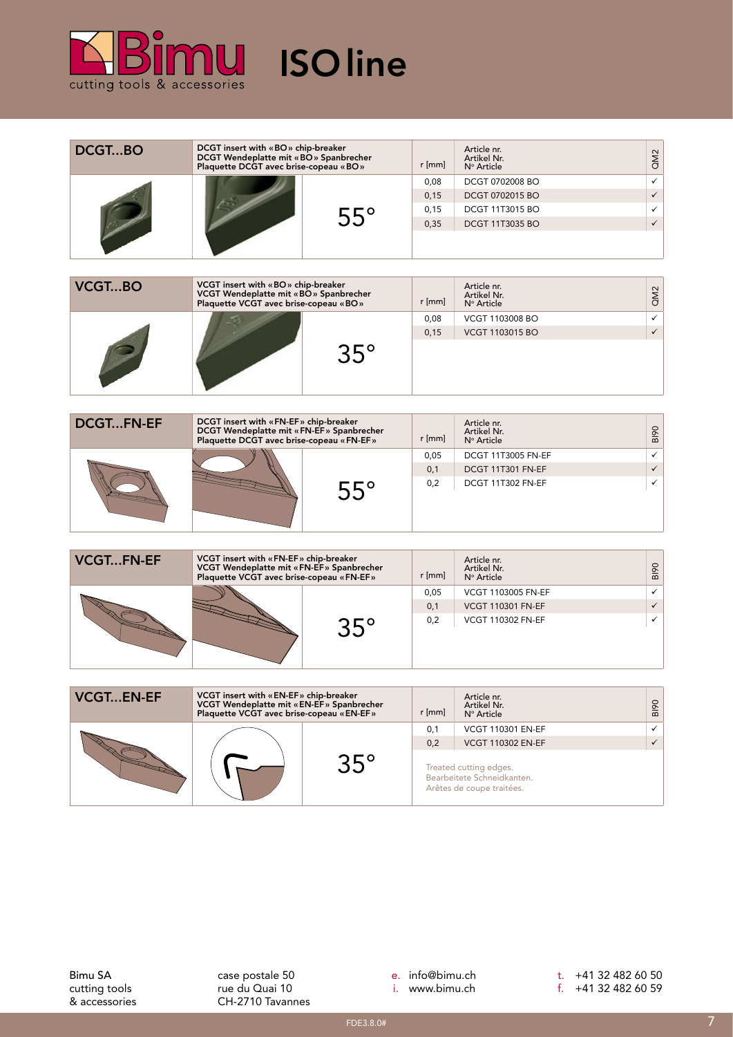# Bimu ISO line

## DCGT...BO

DCGT insert with «BO» chip-breaker
DCGT Wendeplatte mit «BO» Spanbrecher
Plaquette DCGT avec brise-copeau «BO»

55°

| r [mm] | Article nr. / Artikel Nr. / N° Article | QM2 |
|---|---|---|
| 0,08 | DCGT 0702008 BO | ✓ |
| 0,15 | DCGT 0702015 BO | ✓ |
| 0,15 | DCGT 11T3015 BO | ✓ |
| 0,35 | DCGT 11T3035 BO | ✓ |

## VCGT...BO

VCGT insert with «BO» chip-breaker
VCGT Wendeplatte mit «BO» Spanbrecher
Plaquette VCGT avec brise-copeau «BO»

35°

| r [mm] | Article nr. / Artikel Nr. / N° Article | QM2 |
|---|---|---|
| 0,08 | VCGT 1103008 BO | ✓ |
| 0,15 | VCGT 1103015 BO | ✓ |

## DCGT...FN-EF

DCGT insert with «FN-EF» chip-breaker
DCGT Wendeplatte mit «FN-EF» Spanbrecher
Plaquette DCGT avec brise-copeau «FN-EF»

55°

| r [mm] | Article nr. / Artikel Nr. / N° Article | BI90 |
|---|---|---|
| 0,05 | DCGT 11T3005 FN-EF | ✓ |
| 0,1 | DCGT 11T301 FN-EF | ✓ |
| 0,2 | DCGT 11T302 FN-EF | ✓ |

## VCGT...FN-EF

VCGT insert with «FN-EF» chip-breaker
VCGT Wendeplatte mit «FN-EF» Spanbrecher
Plaquette VCGT avec brise-copeau «FN-EF»

35°

| r [mm] | Article nr. / Artikel Nr. / N° Article | BI90 |
|---|---|---|
| 0,05 | VCGT 1103005 FN-EF | ✓ |
| 0,1 | VCGT 110301 FN-EF | ✓ |
| 0,2 | VCGT 110302 FN-EF | ✓ |

## VCGT...EN-EF

VCGT insert with «EN-EF» chip-breaker
VCGT Wendeplatte mit «EN-EF» Spanbrecher
Plaquette VCGT avec brise-copeau «EN-EF»

35°

| r [mm] | Article nr. / Artikel Nr. / N° Article | BI90 |
|---|---|---|
| 0,1 | VCGT 110301 EN-EF | ✓ |
| 0,2 | VCGT 110302 EN-EF | ✓ |

Treated cutting edges.
Bearbeitete Schneidkanten.
Arêtes de coupe traitées.

Bimu SA
cutting tools
& accessories

case postale 50
rue du Quai 10
CH-2710 Tavannes

e. info@bimu.ch
i. www.bimu.ch

t. +41 32 482 60 50
f. +41 32 482 60 59

FDE3.8.0#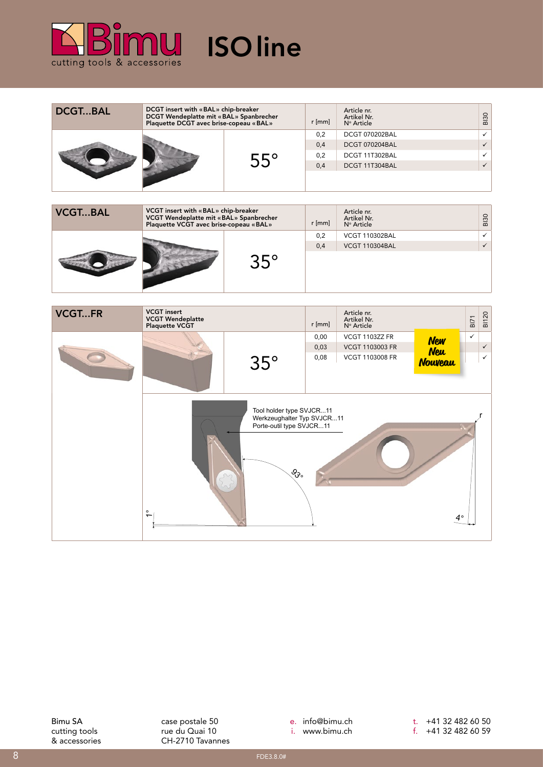# ISO line

## DCGT...BAL

**DCGT insert with «BAL» chip-breaker**
**DCGT Wendeplatte mit «BAL» Spanbrecher**
**Plaquette DCGT avec brise-copeau «BAL»**

55°

| r [mm] | Article nr. / Artikel Nr. / N° Article | BI30 |
|---|---|---|
| 0,2 | DCGT 070202BAL | ✓ |
| 0,4 | DCGT 070204BAL | ✓ |
| 0,2 | DCGT 11T302BAL | ✓ |
| 0,4 | DCGT 11T304BAL | ✓ |

## VCGT...BAL

**VCGT insert with «BAL» chip-breaker**
**VCGT Wendeplatte mit «BAL» Spanbrecher**
**Plaquette VCGT avec brise-copeau «BAL»**

35°

| r [mm] | Article nr. / Artikel Nr. / N° Article | BI30 |
|---|---|---|
| 0,2 | VCGT 110302BAL | ✓ |
| 0,4 | VCGT 110304BAL | ✓ |

## VCGT...FR

**VCGT insert**
**VCGT Wendeplatte**
**Plaquette VCGT**

35°

New / Neu / Nouveau

| r [mm] | Article nr. / Artikel Nr. / N° Article | BI71 | BI120 |
|---|---|---|---|
| 0,00 | VCGT 1103ZZ FR | ✓ | |
| 0,03 | VCGT 1103003 FR | | ✓ |
| 0,08 | VCGT 1103008 FR | | ✓ |

Tool holder type SVJCR...11
Werkzeughalter Typ SVJCR...11
Porte-outil type SVJCR...11

93° 1° 4° r

Bimu SA
cutting tools
& accessories

case postale 50
rue du Quai 10
CH-2710 Tavannes

e. info@bimu.ch
i. www.bimu.ch

t. +41 32 482 60 50
f. +41 32 482 60 59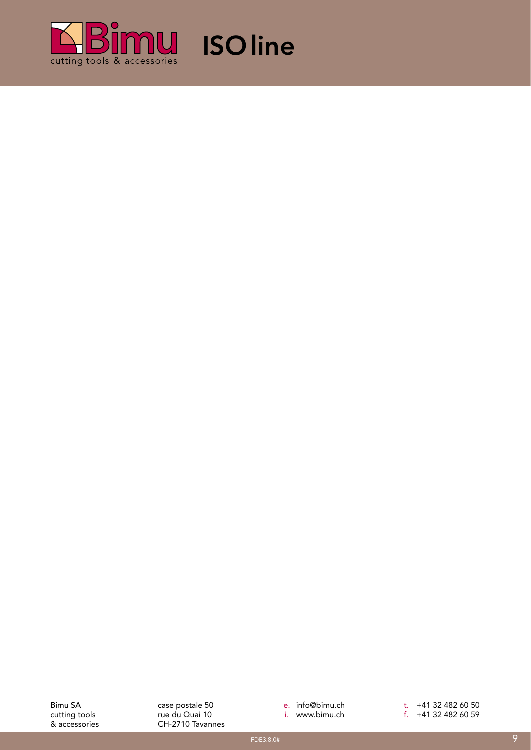# Bimu ISO line

cutting tools & accessories

Bimu SA
cutting tools
& accessories

case postale 50
rue du Quai 10
CH-2710 Tavannes

e. info@bimu.ch
i. www.bimu.ch

t. +41 32 482 60 50
f. +41 32 482 60 59

FDE3.8.0#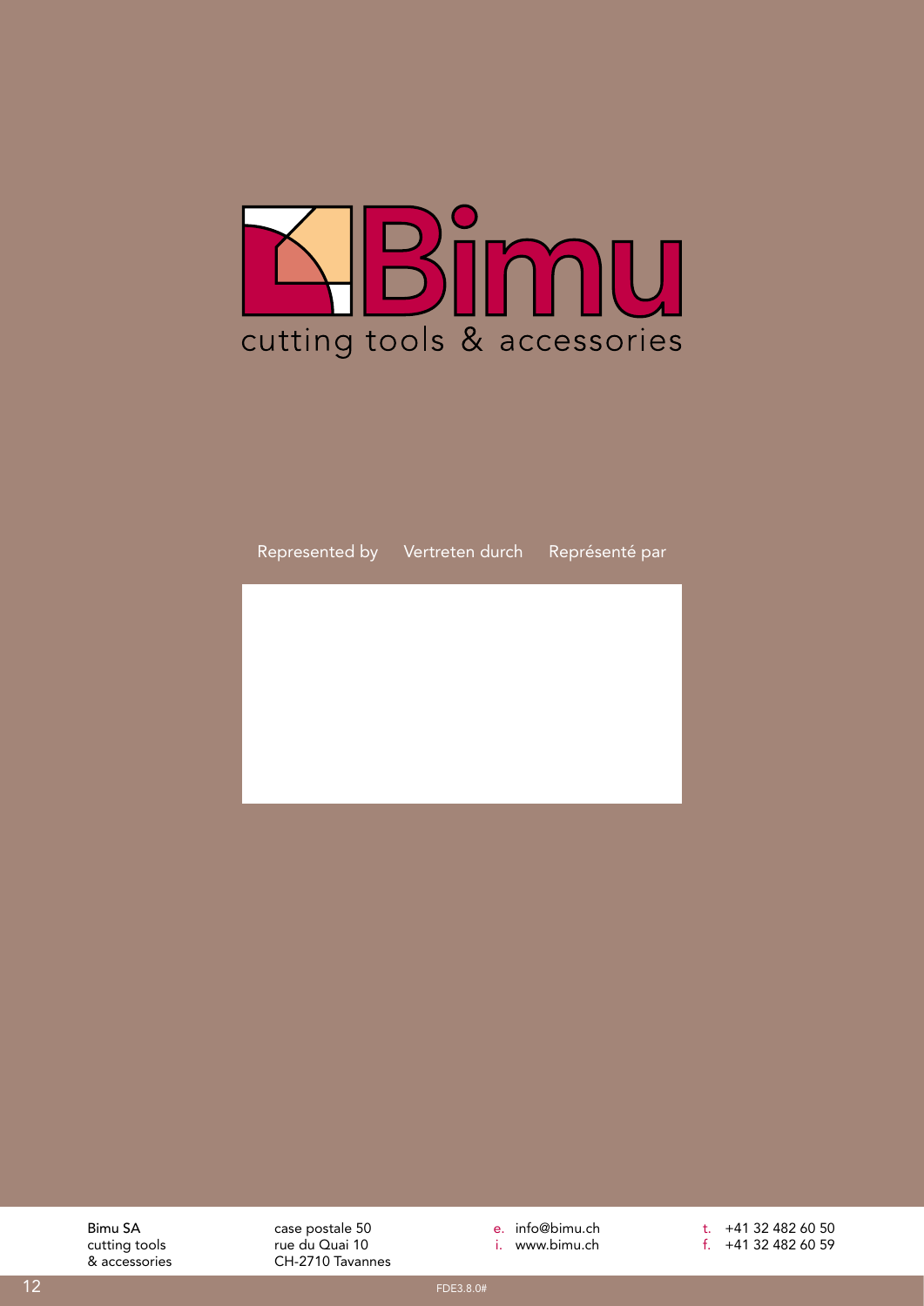Bimu

cutting tools & accessories

Represented by Vertreten durch Représenté par

Bimu SA
cutting tools
& accessories

case postale 50
rue du Quai 10
CH-2710 Tavannes

e. info@bimu.ch
i. www.bimu.ch

t. +41 32 482 60 50
f. +41 32 482 60 59

FDE3.8.0#